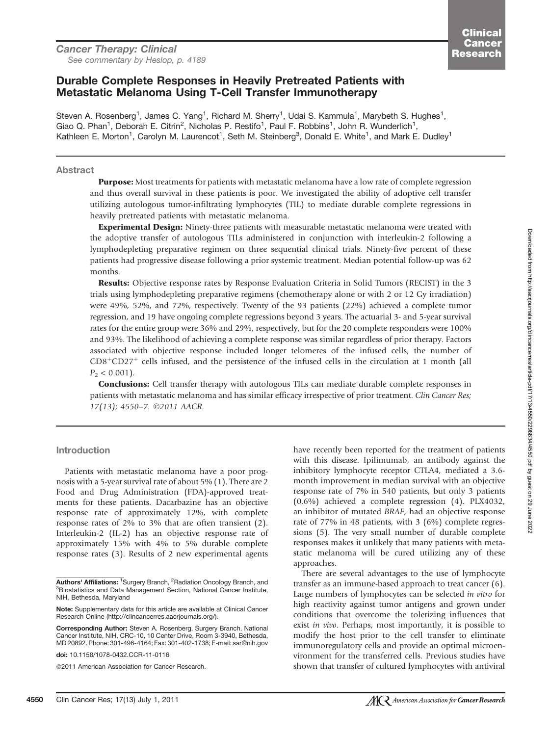**Cancer Therapy: Clinical**

*See commentary by Heslop, p. 4189*

# Durable Complete Responses in Heavily Pretreated Patients with Metastatic Melanoma Using T-Cell Transfer Immunotherapy

Steven A. Rosenberg[1], James C. Yang[1], Richard M. Sherry[1], Udai S. Kammula[1], Marybeth S. Hughes[1], Giao Q. Phan[1], Deborah E. Citrin[2], Nicholas P. Restifo[1], Paul F. Robbins[1], John R. Wunderlich[1], Kathleen E. Morton[1], Carolyn M. Laurencot[1], Seth M. Steinberg[3], Donald E. White[1], and Mark E. Dudley[1]

## Abstract

**Purpose:** Most treatments for patients with metastatic melanoma have a low rate of complete regression and thus overall survival in these patients is poor. We investigated the ability of adoptive cell transfer utilizing autologous tumor-infiltrating lymphocytes (TIL) to mediate durable complete regressions in heavily pretreated patients with metastatic melanoma.

**Experimental Design:** Ninety-three patients with measurable metastatic melanoma were treated with the adoptive transfer of autologous TILs administered in conjunction with interleukin-2 following a lymphodepleting preparative regimen on three sequential clinical trials. Ninety-five percent of these patients had progressive disease following a prior systemic treatment. Median potential follow-up was 62 months.

**Results:** Objective response rates by Response Evaluation Criteria in Solid Tumors (RECIST) in the 3 trials using lymphodepleting preparative regimens (chemotherapy alone or with 2 or 12 Gy irradiation) were 49%, 52%, and 72%, respectively. Twenty of the 93 patients (22%) achieved a complete tumor regression, and 19 have ongoing complete regressions beyond 3 years. The actuarial 3- and 5-year survival rates for the entire group were 36% and 29%, respectively, but for the 20 complete responders were 100% and 93%. The likelihood of achieving a complete response was similar regardless of prior therapy. Factors associated with objective response included longer telomeres of the infused cells, the number of $CD8^+CD27^+$ cells infused, and the persistence of the infused cells in the circulation at 1 month (all $P_2 < 0.001$).

**Conclusions:** Cell transfer therapy with autologous TILs can mediate durable complete responses in patients with metastatic melanoma and has similar efficacy irrespective of prior treatment. *Clin Cancer Res; 17(13); 4550–7. ©2011 AACR.*

## Introduction

Patients with metastatic melanoma have a poor prognosis with a 5-year survival rate of about 5% (1). There are 2 Food and Drug Administration (FDA)-approved treatments for these patients. Dacarbazine has an objective response rate of approximately 12%, with complete response rates of 2% to 3% that are often transient (2). Interleukin-2 (IL-2) has an objective response rate of approximately 15% with 4% to 5% durable complete response rates (3). Results of 2 new experimental agents have recently been reported for the treatment of patients with this disease. Ipilimumab, an antibody against the inhibitory lymphocyte receptor CTLA4, mediated a 3.6-month improvement in median survival with an objective response rate of 7% in 540 patients, but only 3 patients (0.6%) achieved a complete regression (4). PLX4032, an inhibitor of mutated *BRAF*, had an objective response rate of 77% in 48 patients, with 3 (6%) complete regressions (5). The very small number of durable complete responses makes it unlikely that many patients with metastatic melanoma will be cured utilizing any of these approaches.

There are several advantages to the use of lymphocyte transfer as an immune-based approach to treat cancer (6). Large numbers of lymphocytes can be selected *in vitro* for high reactivity against tumor antigens and grown under conditions that overcome the tolerizing influences that exist *in vivo*. Perhaps, most importantly, it is possible to modify the host prior to the cell transfer to eliminate immunoregulatory cells and provide an optimal microenvironment for the transferred cells. Previous studies have shown that transfer of cultured lymphocytes with antiviral

---

**Authors' Affiliations:** [1]Surgery Branch, [2]Radiation Oncology Branch, and [3]Biostatistics and Data Management Section, National Cancer Institute, NIH, Bethesda, Maryland

**Note:** Supplementary data for this article are available at Clinical Cancer Research Online (http://clincancerres.aacrjournals.org/).

**Corresponding Author:** Steven A. Rosenberg, Surgery Branch, National Cancer Institute, NIH, CRC-10, 10 Center Drive, Room 3-3940, Bethesda, MD 20892. Phone: 301-496-4164; Fax: 301-402-1738; E-mail: sar@nih.gov

**doi:** 10.1158/1078-0432.CCR-11-0116

©2011 American Association for Cancer Research.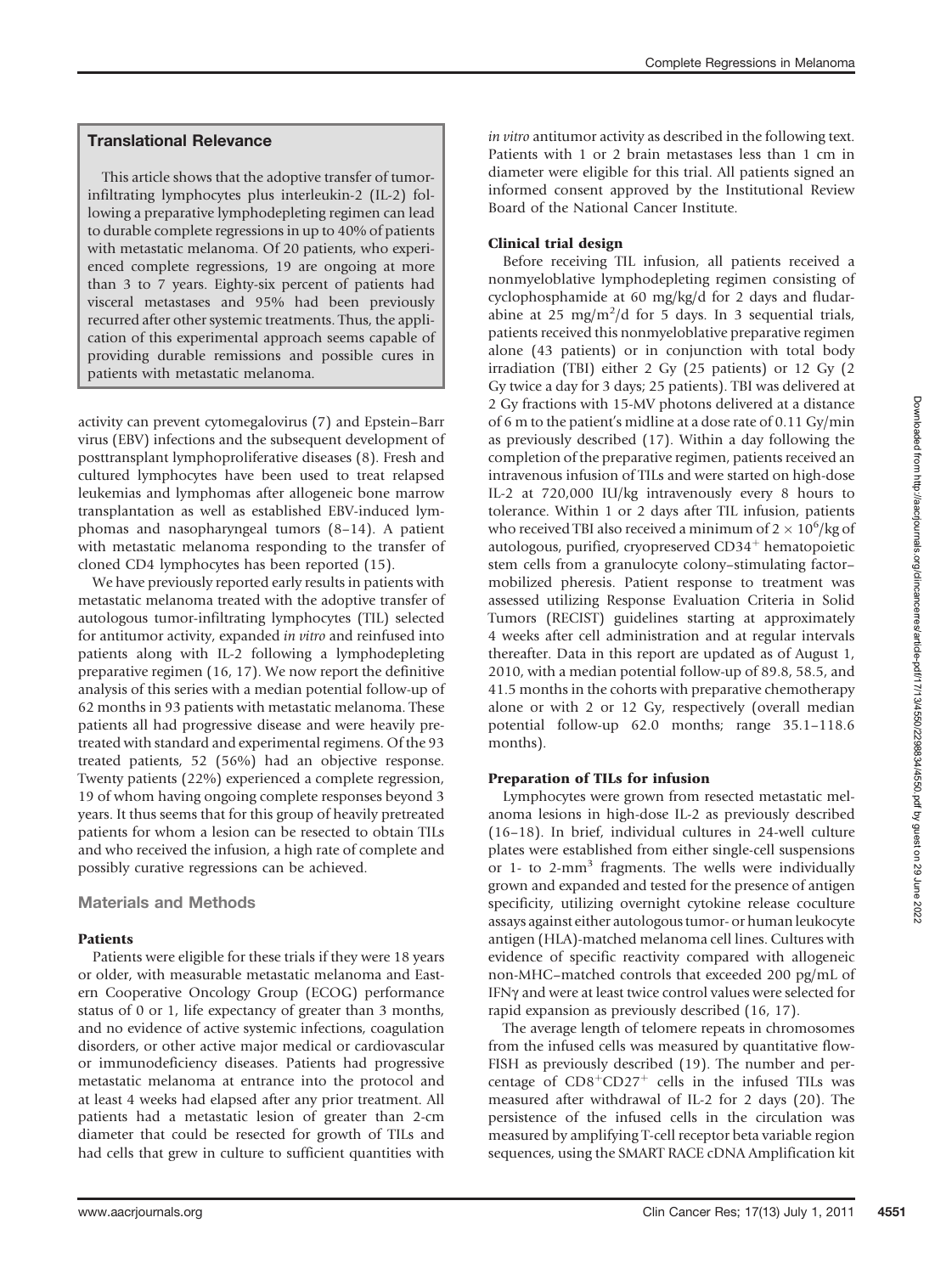## Translational Relevance

This article shows that the adoptive transfer of tumor-infiltrating lymphocytes plus interleukin-2 (IL-2) following a preparative lymphodepleting regimen can lead to durable complete regressions in up to 40% of patients with metastatic melanoma. Of 20 patients, who experienced complete regressions, 19 are ongoing at more than 3 to 7 years. Eighty-six percent of patients had visceral metastases and 95% had been previously recurred after other systemic treatments. Thus, the application of this experimental approach seems capable of providing durable remissions and possible cures in patients with metastatic melanoma.

activity can prevent cytomegalovirus (7) and Epstein–Barr virus (EBV) infections and the subsequent development of posttransplant lymphoproliferative diseases (8). Fresh and cultured lymphocytes have been used to treat relapsed leukemias and lymphomas after allogeneic bone marrow transplantation as well as established EBV-induced lymphomas and nasopharyngeal tumors (8–14). A patient with metastatic melanoma responding to the transfer of cloned CD4 lymphocytes has been reported (15).

We have previously reported early results in patients with metastatic melanoma treated with the adoptive transfer of autologous tumor-infiltrating lymphocytes (TIL) selected for antitumor activity, expanded *in vitro* and reinfused into patients along with IL-2 following a lymphodepleting preparative regimen (16, 17). We now report the definitive analysis of this series with a median potential follow-up of 62 months in 93 patients with metastatic melanoma. These patients all had progressive disease and were heavily pretreated with standard and experimental regimens. Of the 93 treated patients, 52 (56%) had an objective response. Twenty patients (22%) experienced a complete regression, 19 of whom having ongoing complete responses beyond 3 years. It thus seems that for this group of heavily pretreated patients for whom a lesion can be resected to obtain TILs and who received the infusion, a high rate of complete and possibly curative regressions can be achieved.

## Materials and Methods

### Patients

Patients were eligible for these trials if they were 18 years or older, with measurable metastatic melanoma and Eastern Cooperative Oncology Group (ECOG) performance status of 0 or 1, life expectancy of greater than 3 months, and no evidence of active systemic infections, coagulation disorders, or other active major medical or cardiovascular or immunodeficiency diseases. Patients had progressive metastatic melanoma at entrance into the protocol and at least 4 weeks had elapsed after any prior treatment. All patients had a metastatic lesion of greater than 2-cm diameter that could be resected for growth of TILs and had cells that grew in culture to sufficient quantities with *in vitro* antitumor activity as described in the following text. Patients with 1 or 2 brain metastases less than 1 cm in diameter were eligible for this trial. All patients signed an informed consent approved by the Institutional Review Board of the National Cancer Institute.

### Clinical trial design

Before receiving TIL infusion, all patients received a nonmyeloblative lymphodepleting regimen consisting of cyclophosphamide at 60 mg/kg/d for 2 days and fludarabine at 25 mg/m$^2$/d for 5 days. In 3 sequential trials, patients received this nonmyeloblative preparative regimen alone (43 patients) or in conjunction with total body irradiation (TBI) either 2 Gy (25 patients) or 12 Gy (2 Gy twice a day for 3 days; 25 patients). TBI was delivered at 2 Gy fractions with 15-MV photons delivered at a distance of 6 m to the patient's midline at a dose rate of 0.11 Gy/min as previously described (17). Within a day following the completion of the preparative regimen, patients received an intravenous infusion of TILs and were started on high-dose IL-2 at 720,000 IU/kg intravenously every 8 hours to tolerance. Within 1 or 2 days after TIL infusion, patients who received TBI also received a minimum of $2 \times 10^6$/kg of autologous, purified, cryopreserved CD34$^+$ hematopoietic stem cells from a granulocyte colony–stimulating factor–mobilized pheresis. Patient response to treatment was assessed utilizing Response Evaluation Criteria in Solid Tumors (RECIST) guidelines starting at approximately 4 weeks after cell administration and at regular intervals thereafter. Data in this report are updated as of August 1, 2010, with a median potential follow-up of 89.8, 58.5, and 41.5 months in the cohorts with preparative chemotherapy alone or with 2 or 12 Gy, respectively (overall median potential follow-up 62.0 months; range 35.1–118.6 months).

### Preparation of TILs for infusion

Lymphocytes were grown from resected metastatic melanoma lesions in high-dose IL-2 as previously described (16–18). In brief, individual cultures in 24-well culture plates were established from either single-cell suspensions or 1- to 2-mm$^3$ fragments. The wells were individually grown and expanded and tested for the presence of antigen specificity, utilizing overnight cytokine release coculture assays against either autologous tumor- or human leukocyte antigen (HLA)-matched melanoma cell lines. Cultures with evidence of specific reactivity compared with allogeneic non-MHC–matched controls that exceeded 200 pg/mL of IFNγ and were at least twice control values were selected for rapid expansion as previously described (16, 17).

The average length of telomere repeats in chromosomes from the infused cells was measured by quantitative flow-FISH as previously described (19). The number and percentage of CD8$^+$CD27$^+$ cells in the infused TILs was measured after withdrawal of IL-2 for 2 days (20). The persistence of the infused cells in the circulation was measured by amplifying T-cell receptor beta variable region sequences, using the SMART RACE cDNA Amplification kit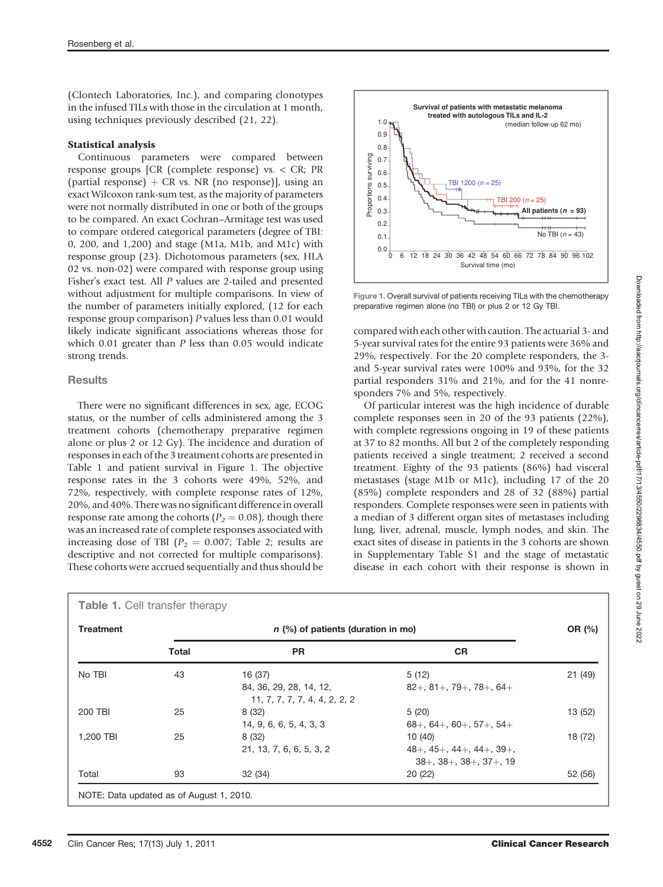(Clontech Laboratories, Inc.), and comparing clonotypes in the infused TILs with those in the circulation at 1 month, using techniques previously described (21, 22).

### Statistical analysis

Continuous parameters were compared between response groups [CR (complete response) vs. < CR; PR (partial response) + CR vs. NR (no response)], using an exact Wilcoxon rank-sum test, as the majority of parameters were not normally distributed in one or both of the groups to be compared. An exact Cochran–Armitage test was used to compare ordered categorical parameters (degree of TBI: 0, 200, and 1,200) and stage (M1a, M1b, and M1c) with response group (23). Dichotomous parameters (sex, HLA 02 vs. non-02) were compared with response group using Fisher's exact test. All P values are 2-tailed and presented without adjustment for multiple comparisons. In view of the number of parameters initially explored, (12 for each response group comparison) P values less than 0.01 would likely indicate significant associations whereas those for which 0.01 greater than P less than 0.05 would indicate strong trends.

## Results

There were no significant differences in sex, age, ECOG status, or the number of cells administered among the 3 treatment cohorts (chemotherapy preparative regimen alone or plus 2 or 12 Gy). The incidence and duration of responses in each of the 3 treatment cohorts are presented in Table 1 and patient survival in Figure 1. The objective response rates in the 3 cohorts were 49%, 52%, and 72%, respectively, with complete response rates of 12%, 20%, and 40%. There was no significant difference in overall response rate among the cohorts ($P_2 = 0.08$), though there was an increased rate of complete responses associated with increasing dose of TBI ($P_2 = 0.007$; Table 2; results are descriptive and not corrected for multiple comparisons). These cohorts were accrued sequentially and thus should be compared with each other with caution. The actuarial 3- and 5-year survival rates for the entire 93 patients were 36% and 29%, respectively. For the 20 complete responders, the 3- and 5-year survival rates were 100% and 93%, for the 32 partial responders 31% and 21%, and for the 41 nonresponders 7% and 5%, respectively.

Figure 1. Overall survival of patients receiving TILs with the chemotherapy preparative regimen alone (no TBI) or plus 2 or 12 Gy TBI.

Of particular interest was the high incidence of durable complete responses seen in 20 of the 93 patients (22%), with complete regressions ongoing in 19 of these patients at 37 to 82 months. All but 2 of the completely responding patients received a single treatment; 2 received a second treatment. Eighty of the 93 patients (86%) had visceral metastases (stage M1b or M1c), including 17 of the 20 (85%) complete responders and 28 of 32 (88%) partial responders. Complete responses were seen in patients with a median of 3 different organ sites of metastases including lung, liver, adrenal, muscle, lymph nodes, and skin. The exact sites of disease in patients in the 3 cohorts are shown in Supplementary Table S1 and the stage of metastatic disease in each cohort with their response is shown in

**Table 1.** Cell transfer therapy

| Treatment | n (%) of patients (duration in mo) | | | OR (%) |
|---|---|---|---|---|
| | Total | PR | CR | |
| No TBI | 43 | 16 (37)<br>84, 36, 29, 28, 14, 12, 11, 7, 7, 7, 7, 4, 4, 2, 2, 2 | 5 (12)<br>82+, 81+, 79+, 78+, 64+ | 21 (49) |
| 200 TBI | 25 | 8 (32)<br>14, 9, 6, 6, 5, 4, 3, 3 | 5 (20)<br>68+, 64+, 60+, 57+, 54+ | 13 (52) |
| 1,200 TBI | 25 | 8 (32)<br>21, 13, 7, 6, 6, 5, 3, 2 | 10 (40)<br>48+, 45+, 44+, 44+, 39+, 38+, 38+, 38+, 37+, 19 | 18 (72) |
| Total | 93 | 32 (34) | 20 (22) | 52 (56) |

NOTE: Data updated as of August 1, 2010.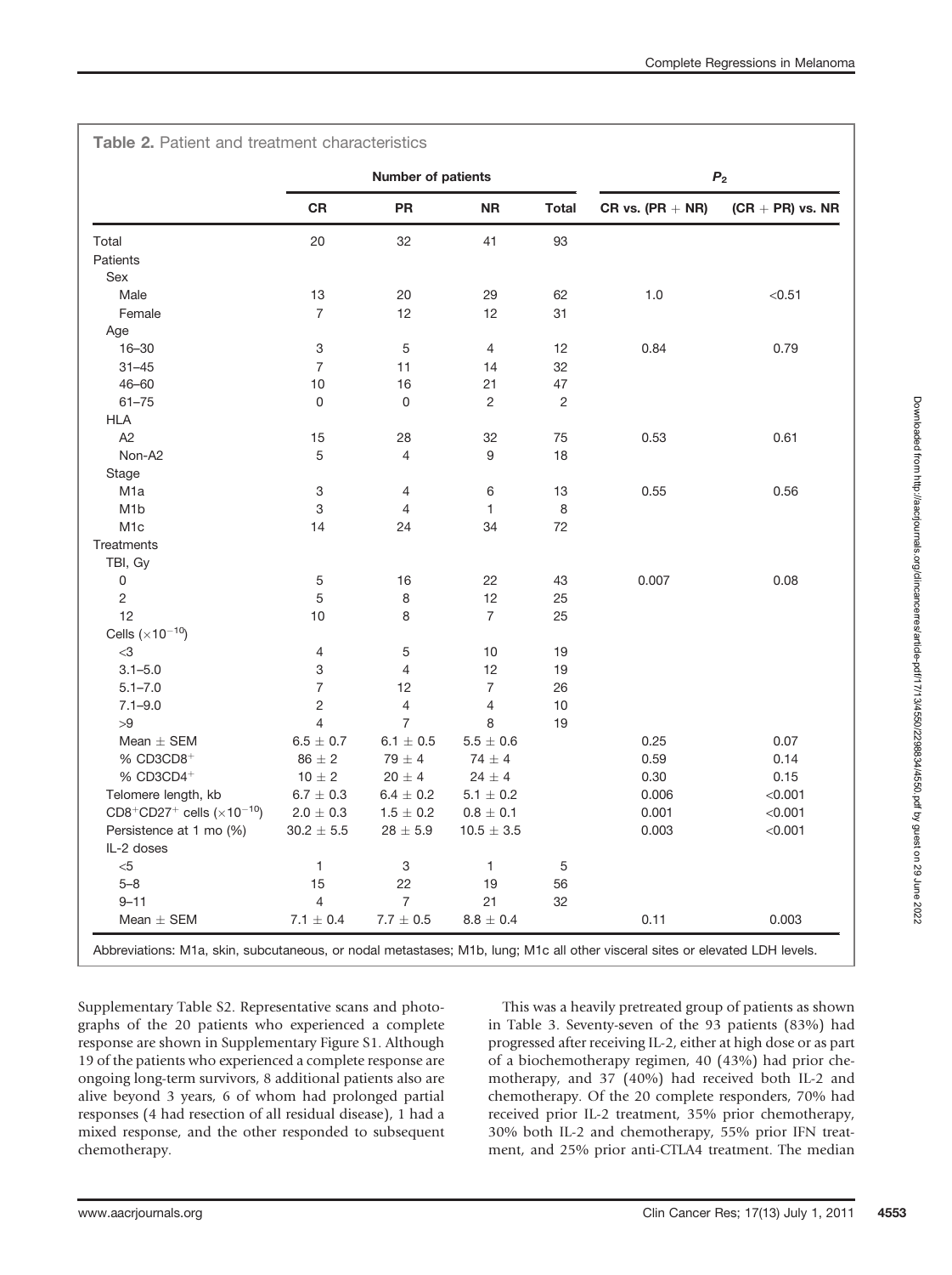**Table 2.** Patient and treatment characteristics

| | Number of patients | | | | $P_2$ | |
|---|---|---|---|---|---|---|
| | CR | PR | NR | Total | CR vs. (PR + NR) | (CR + PR) vs. NR |
| Total | 20 | 32 | 41 | 93 | | |
| Patients | | | | | | |
| Sex | | | | | | |
| Male | 13 | 20 | 29 | 62 | 1.0 | <0.51 |
| Female | 7 | 12 | 12 | 31 | | |
| Age | | | | | | |
| 16–30 | 3 | 5 | 4 | 12 | 0.84 | 0.79 |
| 31–45 | 7 | 11 | 14 | 32 | | |
| 46–60 | 10 | 16 | 21 | 47 | | |
| 61–75 | 0 | 0 | 2 | 2 | | |
| HLA | | | | | | |
| A2 | 15 | 28 | 32 | 75 | 0.53 | 0.61 |
| Non-A2 | 5 | 4 | 9 | 18 | | |
| Stage | | | | | | |
| M1a | 3 | 4 | 6 | 13 | 0.55 | 0.56 |
| M1b | 3 | 4 | 1 | 8 | | |
| M1c | 14 | 24 | 34 | 72 | | |
| Treatments | | | | | | |
| TBI, Gy | | | | | | |
| 0 | 5 | 16 | 22 | 43 | 0.007 | 0.08 |
| 2 | 5 | 8 | 12 | 25 | | |
| 12 | 10 | 8 | 7 | 25 | | |
| Cells ($\times 10^{-10}$) | | | | | | |
| <3 | 4 | 5 | 10 | 19 | | |
| 3.1–5.0 | 3 | 4 | 12 | 19 | | |
| 5.1–7.0 | 7 | 12 | 7 | 26 | | |
| 7.1–9.0 | 2 | 4 | 4 | 10 | | |
| >9 | 4 | 7 | 8 | 19 | | |
| Mean ± SEM | 6.5 ± 0.7 | 6.1 ± 0.5 | 5.5 ± 0.6 | | 0.25 | 0.07 |
| % $CD3CD8^+$ | 86 ± 2 | 79 ± 4 | 74 ± 4 | | 0.59 | 0.14 |
| % $CD3CD4^+$ | 10 ± 2 | 20 ± 4 | 24 ± 4 | | 0.30 | 0.15 |
| Telomere length, kb | 6.7 ± 0.3 | 6.4 ± 0.2 | 5.1 ± 0.2 | | 0.006 | <0.001 |
| $CD8^+CD27^+$ cells ($\times 10^{-10}$) | 2.0 ± 0.3 | 1.5 ± 0.2 | 0.8 ± 0.1 | | 0.001 | <0.001 |
| Persistence at 1 mo (%) | 30.2 ± 5.5 | 28 ± 5.9 | 10.5 ± 3.5 | | 0.003 | <0.001 |
| IL-2 doses | | | | | | |
| <5 | 1 | 3 | 1 | 5 | | |
| 5–8 | 15 | 22 | 19 | 56 | | |
| 9–11 | 4 | 7 | 21 | 32 | | |
| Mean ± SEM | 7.1 ± 0.4 | 7.7 ± 0.5 | 8.8 ± 0.4 | | 0.11 | 0.003 |

Abbreviations: M1a, skin, subcutaneous, or nodal metastases; M1b, lung; M1c all other visceral sites or elevated LDH levels.

Supplementary Table S2. Representative scans and photographs of the 20 patients who experienced a complete response are shown in Supplementary Figure S1. Although 19 of the patients who experienced a complete response are ongoing long-term survivors, 8 additional patients also are alive beyond 3 years, 6 of whom had prolonged partial responses (4 had resection of all residual disease), 1 had a mixed response, and the other responded to subsequent chemotherapy.

This was a heavily pretreated group of patients as shown in Table 3. Seventy-seven of the 93 patients (83%) had progressed after receiving IL-2, either at high dose or as part of a biochemotherapy regimen, 40 (43%) had prior chemotherapy, and 37 (40%) had received both IL-2 and chemotherapy. Of the 20 complete responders, 70% had received prior IL-2 treatment, 35% prior chemotherapy, 30% both IL-2 and chemotherapy, 55% prior IFN treatment, and 25% prior anti-CTLA4 treatment. The median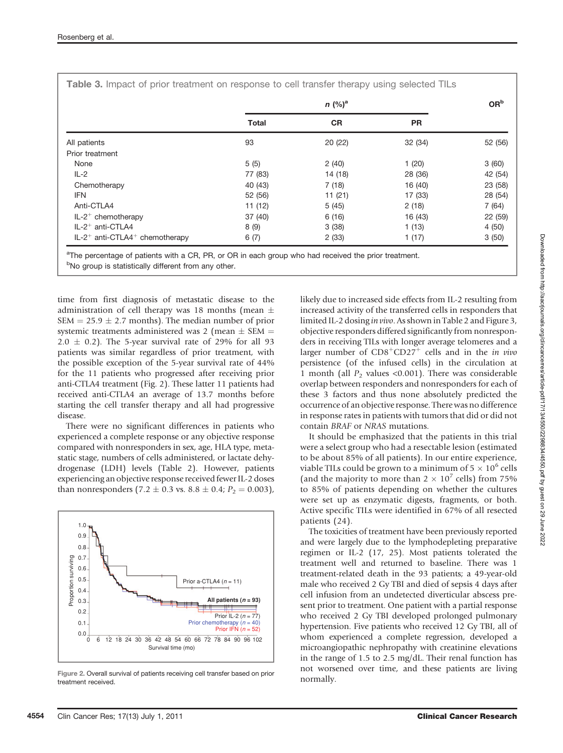Table 3. Impact of prior treatment on response to cell transfer therapy using selected TILs

| | n (%)[a] | | | OR[b] |
|---|---|---|---|---|
| | Total | CR | PR | |
| All patients | 93 | 20 (22) | 32 (34) | 52 (56) |
| Prior treatment | | | | |
| None | 5 (5) | 2 (40) | 1 (20) | 3 (60) |
| IL-2 | 77 (83) | 14 (18) | 28 (36) | 42 (54) |
| Chemotherapy | 40 (43) | 7 (18) | 16 (40) | 23 (58) |
| IFN | 52 (56) | 11 (21) | 17 (33) | 28 (54) |
| Anti-CTLA4 | 11 (12) | 5 (45) | 2 (18) | 7 (64) |
| IL-2$^+$ chemotherapy | 37 (40) | 6 (16) | 16 (43) | 22 (59) |
| IL-2$^+$ anti-CTLA4 | 8 (9) | 3 (38) | 1 (13) | 4 (50) |
| IL-2$^+$ anti-CTLA4$^+$ chemotherapy | 6 (7) | 2 (33) | 1 (17) | 3 (50) |

[a]The percentage of patients with a CR, PR, or OR in each group who had received the prior treatment.
[b]No group is statistically different from any other.

time from first diagnosis of metastatic disease to the administration of cell therapy was 18 months (mean $\pm$ SEM $= 25.9 \pm 2.7$ months). The median number of prior systemic treatments administered was 2 (mean $\pm$ SEM $=$ $2.0 \pm 0.2$). The 5-year survival rate of 29% for all 93 patients was similar regardless of prior treatment, with the possible exception of the 5-year survival rate of 44% for the 11 patients who progressed after receiving prior anti-CTLA4 treatment (Fig. 2). These latter 11 patients had received anti-CTLA4 an average of 13.7 months before starting the cell transfer therapy and all had progressive disease.

There were no significant differences in patients who experienced a complete response or any objective response compared with nonresponders in sex, age, HLA type, metastatic stage, numbers of cells administered, or lactate dehydrogenase (LDH) levels (Table 2). However, patients experiencing an objective response received fewer IL-2 doses than nonresponders ($7.2 \pm 0.3$ vs. $8.8 \pm 0.4$; $P_2 = 0.003$),

Figure 2. Overall survival of patients receiving cell transfer based on prior treatment received.

likely due to increased side effects from IL-2 resulting from increased activity of the transferred cells in responders that limited IL-2 dosing *in vivo*. As shown in Table 2 and Figure 3, objective responders differed significantly from nonresponders in receiving TILs with longer average telomeres and a larger number of CD8$^+$CD27$^+$ cells and in the *in vivo* persistence (of the infused cells) in the circulation at 1 month (all $P_2$ values <0.001). There was considerable overlap between responders and nonresponders for each of these 3 factors and thus none absolutely predicted the occurrence of an objective response. There was no difference in response rates in patients with tumors that did or did not contain *BRAF* or *NRAS* mutations.

It should be emphasized that the patients in this trial were a select group who had a resectable lesion (estimated to be about 85% of all patients). In our entire experience, viable TILs could be grown to a minimum of $5 \times 10^6$ cells (and the majority to more than $2 \times 10^7$ cells) from 75% to 85% of patients depending on whether the cultures were set up as enzymatic digests, fragments, or both. Active specific TILs were identified in 67% of all resected patients (24).

The toxicities of treatment have been previously reported and were largely due to the lymphodepleting preparative regimen or IL-2 (17, 25). Most patients tolerated the treatment well and returned to baseline. There was 1 treatment-related death in the 93 patients; a 49-year-old male who received 2 Gy TBI and died of sepsis 4 days after cell infusion from an undetected diverticular abscess present prior to treatment. One patient with a partial response who received 2 Gy TBI developed prolonged pulmonary hypertension. Five patients who received 12 Gy TBI, all of whom experienced a complete regression, developed a microangiopathic nephropathy with creatinine elevations in the range of 1.5 to 2.5 mg/dL. Their renal function has not worsened over time, and these patients are living normally.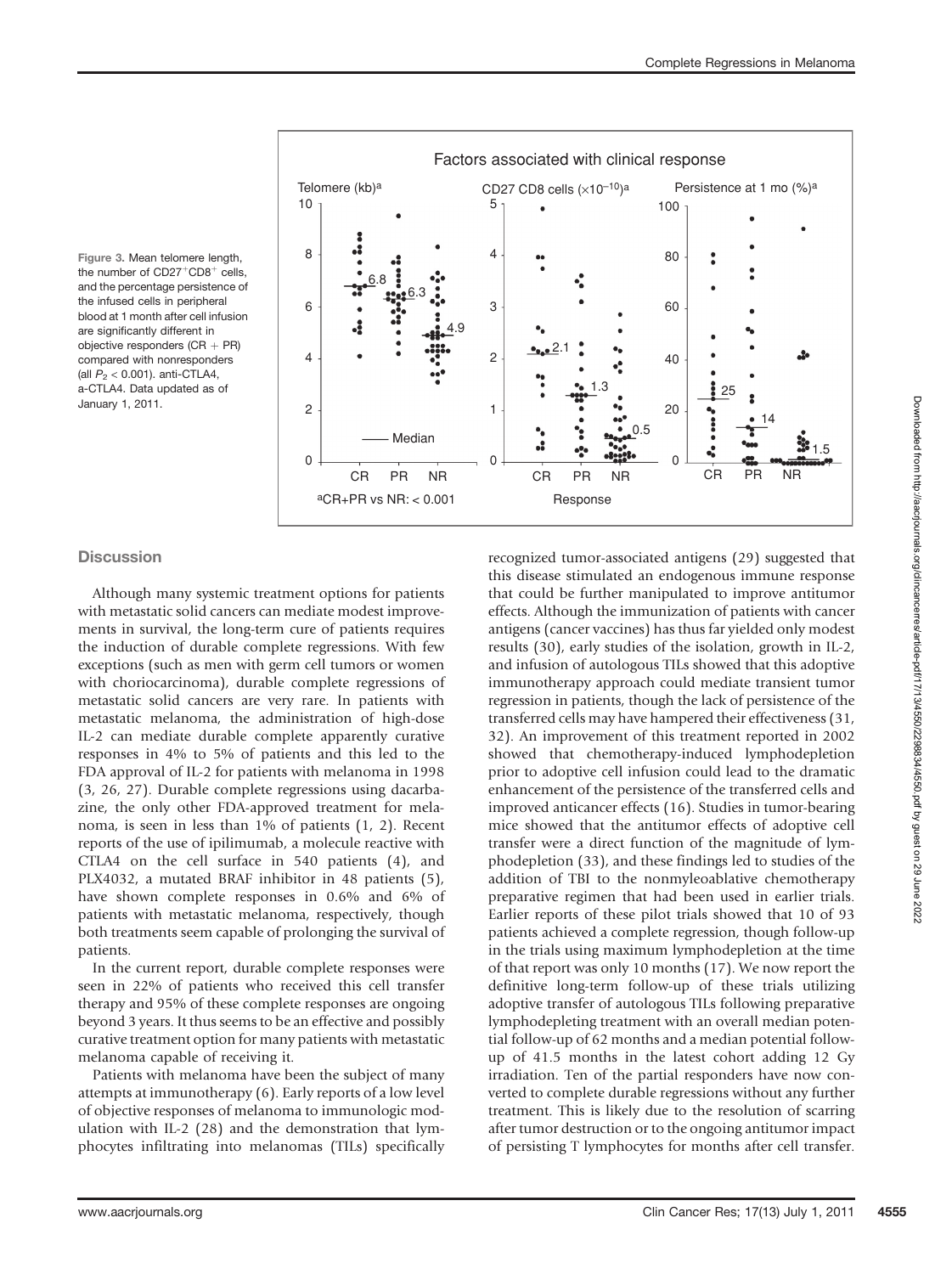Figure 3. Mean telomere length, the number of CD27[+]CD8[+] cells, and the percentage persistence of the infused cells in peripheral blood at 1 month after cell infusion are significantly different in objective responders (CR + PR) compared with nonresponders (all $P_2 < 0.001$). anti-CTLA4, a-CTLA4. Data updated as of January 1, 2011.

## Discussion

Although many systemic treatment options for patients with metastatic solid cancers can mediate modest improvements in survival, the long-term cure of patients requires the induction of durable complete regressions. With few exceptions (such as men with germ cell tumors or women with choriocarcinoma), durable complete regressions of metastatic solid cancers are very rare. In patients with metastatic melanoma, the administration of high-dose IL-2 can mediate durable complete apparently curative responses in 4% to 5% of patients and this led to the FDA approval of IL-2 for patients with melanoma in 1998 (3, 26, 27). Durable complete regressions using dacarbazine, the only other FDA-approved treatment for melanoma, is seen in less than 1% of patients (1, 2). Recent reports of the use of ipilimumab, a molecule reactive with CTLA4 on the cell surface in 540 patients (4), and PLX4032, a mutated BRAF inhibitor in 48 patients (5), have shown complete responses in 0.6% and 6% of patients with metastatic melanoma, respectively, though both treatments seem capable of prolonging the survival of patients.

In the current report, durable complete responses were seen in 22% of patients who received this cell transfer therapy and 95% of these complete responses are ongoing beyond 3 years. It thus seems to be an effective and possibly curative treatment option for many patients with metastatic melanoma capable of receiving it.

Patients with melanoma have been the subject of many attempts at immunotherapy (6). Early reports of a low level of objective responses of melanoma to immunologic modulation with IL-2 (28) and the demonstration that lymphocytes infiltrating into melanomas (TILs) specifically recognized tumor-associated antigens (29) suggested that this disease stimulated an endogenous immune response that could be further manipulated to improve antitumor effects. Although the immunization of patients with cancer antigens (cancer vaccines) has thus far yielded only modest results (30), early studies of the isolation, growth in IL-2, and infusion of autologous TILs showed that this adoptive immunotherapy approach could mediate transient tumor regression in patients, though the lack of persistence of the transferred cells may have hampered their effectiveness (31, 32). An improvement of this treatment reported in 2002 showed that chemotherapy-induced lymphodepletion prior to adoptive cell infusion could lead to the dramatic enhancement of the persistence of the transferred cells and improved anticancer effects (16). Studies in tumor-bearing mice showed that the antitumor effects of adoptive cell transfer were a direct function of the magnitude of lymphodepletion (33), and these findings led to studies of the addition of TBI to the nonmyeloablative chemotherapy preparative regimen that had been used in earlier trials. Earlier reports of these pilot trials showed that 10 of 93 patients achieved a complete regression, though follow-up in the trials using maximum lymphodepletion at the time of that report was only 10 months (17). We now report the definitive long-term follow-up of these trials utilizing adoptive transfer of autologous TILs following preparative lymphodepleting treatment with an overall median potential follow-up of 62 months and a median potential follow-up of 41.5 months in the latest cohort adding 12 Gy irradiation. Ten of the partial responders have now converted to complete durable regressions without any further treatment. This is likely due to the resolution of scarring after tumor destruction or to the ongoing antitumor impact of persisting T lymphocytes for months after cell transfer.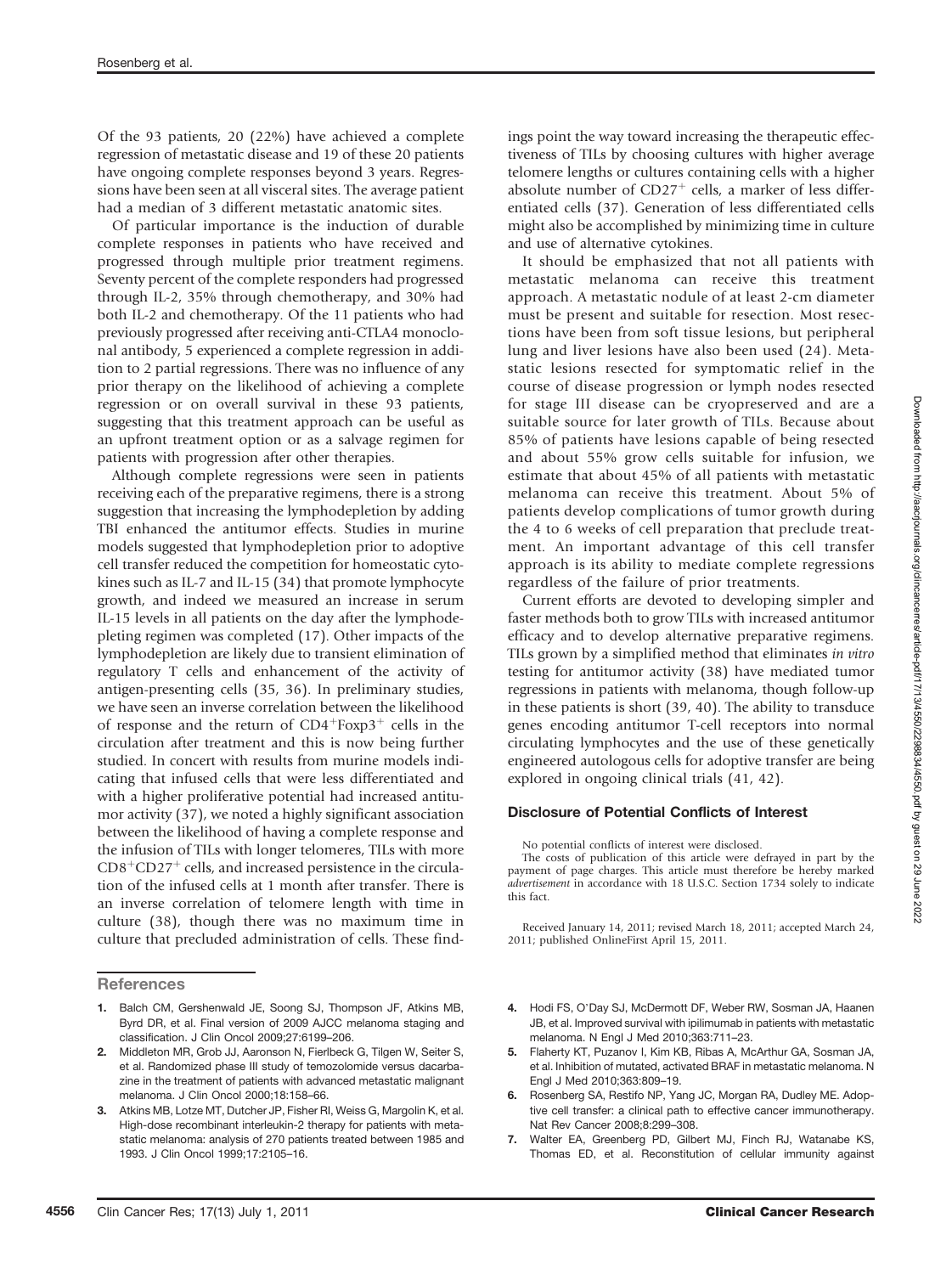Of the 93 patients, 20 (22%) have achieved a complete regression of metastatic disease and 19 of these 20 patients have ongoing complete responses beyond 3 years. Regressions have been seen at all visceral sites. The average patient had a median of 3 different metastatic anatomic sites.

Of particular importance is the induction of durable complete responses in patients who have received and progressed through multiple prior treatment regimens. Seventy percent of the complete responders had progressed through IL-2, 35% through chemotherapy, and 30% had both IL-2 and chemotherapy. Of the 11 patients who had previously progressed after receiving anti-CTLA4 monoclonal antibody, 5 experienced a complete regression in addition to 2 partial regressions. There was no influence of any prior therapy on the likelihood of achieving a complete regression or on overall survival in these 93 patients, suggesting that this treatment approach can be useful as an upfront treatment option or as a salvage regimen for patients with progression after other therapies.

Although complete regressions were seen in patients receiving each of the preparative regimens, there is a strong suggestion that increasing the lymphodepletion by adding TBI enhanced the antitumor effects. Studies in murine models suggested that lymphodepletion prior to adoptive cell transfer reduced the competition for homeostatic cytokines such as IL-7 and IL-15 (34) that promote lymphocyte growth, and indeed we measured an increase in serum IL-15 levels in all patients on the day after the lymphodepleting regimen was completed (17). Other impacts of the lymphodepletion are likely due to transient elimination of regulatory T cells and enhancement of the activity of antigen-presenting cells (35, 36). In preliminary studies, we have seen an inverse correlation between the likelihood of response and the return of $CD4^+Foxp3^+$ cells in the circulation after treatment and this is now being further studied. In concert with results from murine models indicating that infused cells that were less differentiated and with a higher proliferative potential had increased antitumor activity (37), we noted a highly significant association between the likelihood of having a complete response and the infusion of TILs with longer telomeres, TILs with more $CD8^+CD27^+$ cells, and increased persistence in the circulation of the infused cells at 1 month after transfer. There is an inverse correlation of telomere length with time in culture (38), though there was no maximum time in culture that precluded administration of cells. These findings point the way toward increasing the therapeutic effectiveness of TILs by choosing cultures with higher average telomere lengths or cultures containing cells with a higher absolute number of $CD27^+$ cells, a marker of less differentiated cells (37). Generation of less differentiated cells might also be accomplished by minimizing time in culture and use of alternative cytokines.

It should be emphasized that not all patients with metastatic melanoma can receive this treatment approach. A metastatic nodule of at least 2-cm diameter must be present and suitable for resection. Most resections have been from soft tissue lesions, but peripheral lung and liver lesions have also been used (24). Metastatic lesions resected for symptomatic relief in the course of disease progression or lymph nodes resected for stage III disease can be cryopreserved and are a suitable source for later growth of TILs. Because about 85% of patients have lesions capable of being resected and about 55% grow cells suitable for infusion, we estimate that about 45% of all patients with metastatic melanoma can receive this treatment. About 5% of patients develop complications of tumor growth during the 4 to 6 weeks of cell preparation that preclude treatment. An important advantage of this cell transfer approach is its ability to mediate complete regressions regardless of the failure of prior treatments.

Current efforts are devoted to developing simpler and faster methods both to grow TILs with increased antitumor efficacy and to develop alternative preparative regimens. TILs grown by a simplified method that eliminates *in vitro* testing for antitumor activity (38) have mediated tumor regressions in patients with melanoma, though follow-up in these patients is short (39, 40). The ability to transduce genes encoding antitumor T-cell receptors into normal circulating lymphocytes and the use of these genetically engineered autologous cells for adoptive transfer are being explored in ongoing clinical trials (41, 42).

### Disclosure of Potential Conflicts of Interest

No potential conflicts of interest were disclosed.

The costs of publication of this article were defrayed in part by the payment of page charges. This article must therefore be hereby marked *advertisement* in accordance with 18 U.S.C. Section 1734 solely to indicate this fact.

Received January 14, 2011; revised March 18, 2011; accepted March 24, 2011; published OnlineFirst April 15, 2011.

### References

1. Balch CM, Gershenwald JE, Soong SJ, Thompson JF, Atkins MB, Byrd DR, et al. Final version of 2009 AJCC melanoma staging and classification. J Clin Oncol 2009;27:6199–206.
2. Middleton MR, Grob JJ, Aaronson N, Fierlbeck G, Tilgen W, Seiter S, et al. Randomized phase III study of temozolomide versus dacarbazine in the treatment of patients with advanced metastatic malignant melanoma. J Clin Oncol 2000;18:158–66.
3. Atkins MB, Lotze MT, Dutcher JP, Fisher RI, Weiss G, Margolin K, et al. High-dose recombinant interleukin-2 therapy for patients with metastatic melanoma: analysis of 270 patients treated between 1985 and 1993. J Clin Oncol 1999;17:2105–16.
4. Hodi FS, O'Day SJ, McDermott DF, Weber RW, Sosman JA, Haanen JB, et al. Improved survival with ipilimumab in patients with metastatic melanoma. N Engl J Med 2010;363:711–23.
5. Flaherty KT, Puzanov I, Kim KB, Ribas A, McArthur GA, Sosman JA, et al. Inhibition of mutated, activated BRAF in metastatic melanoma. N Engl J Med 2010;363:809–19.
6. Rosenberg SA, Restifo NP, Yang JC, Morgan RA, Dudley ME. Adoptive cell transfer: a clinical path to effective cancer immunotherapy. Nat Rev Cancer 2008;8:299–308.
7. Walter EA, Greenberg PD, Gilbert MJ, Finch RJ, Watanabe KS, Thomas ED, et al. Reconstitution of cellular immunity against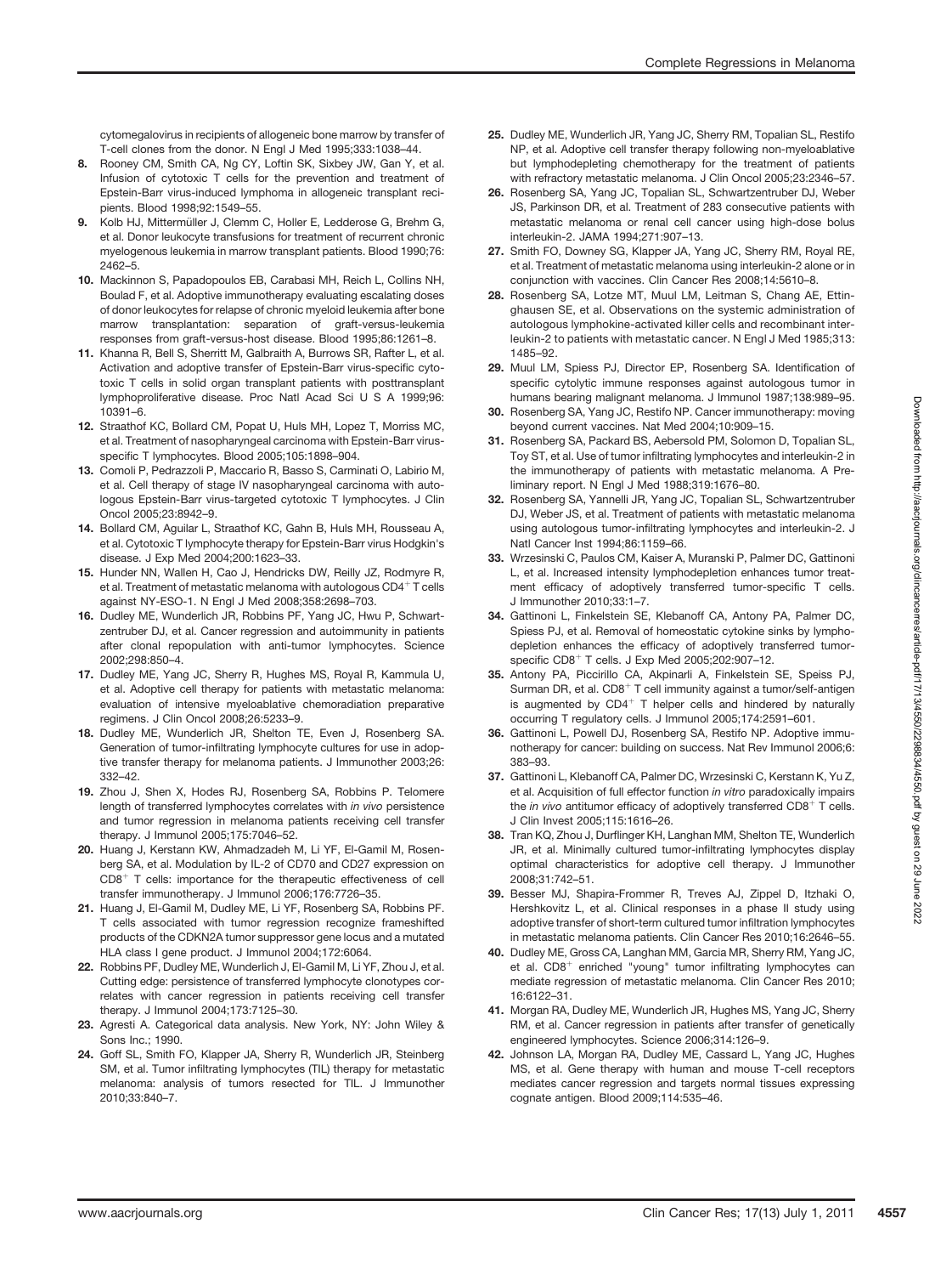cytomegalovirus in recipients of allogeneic bone marrow by transfer of T-cell clones from the donor. N Engl J Med 1995;333:1038–44.

8. Rooney CM, Smith CA, Ng CY, Loftin SK, Sixbey JW, Gan Y, et al. Infusion of cytotoxic T cells for the prevention and treatment of Epstein-Barr virus-induced lymphoma in allogeneic transplant recipients. Blood 1998;92:1549–55.
9. Kolb HJ, Mittermüller J, Clemm C, Holler E, Ledderose G, Brehm G, et al. Donor leukocyte transfusions for treatment of recurrent chronic myelogenous leukemia in marrow transplant patients. Blood 1990;76: 2462–5.
10. Mackinnon S, Papadopoulos EB, Carabasi MH, Reich L, Collins NH, Boulad F, et al. Adoptive immunotherapy evaluating escalating doses of donor leukocytes for relapse of chronic myeloid leukemia after bone marrow transplantation: separation of graft-versus-leukemia responses from graft-versus-host disease. Blood 1995;86:1261–8.
11. Khanna R, Bell S, Sherritt M, Galbraith A, Burrows SR, Rafter L, et al. Activation and adoptive transfer of Epstein-Barr virus-specific cytotoxic T cells in solid organ transplant patients with posttransplant lymphoproliferative disease. Proc Natl Acad Sci U S A 1999;96: 10391–6.
12. Straathof KC, Bollard CM, Popat U, Huls MH, Lopez T, Morriss MC, et al. Treatment of nasopharyngeal carcinoma with Epstein-Barr virus-specific T lymphocytes. Blood 2005;105:1898–904.
13. Comoli P, Pedrazzoli P, Maccario R, Basso S, Carminati O, Labirio M, et al. Cell therapy of stage IV nasopharyngeal carcinoma with autologous Epstein-Barr virus-targeted cytotoxic T lymphocytes. J Clin Oncol 2005;23:8942–9.
14. Bollard CM, Aguilar L, Straathof KC, Gahn B, Huls MH, Rousseau A, et al. Cytotoxic T lymphocyte therapy for Epstein-Barr virus Hodgkin's disease. J Exp Med 2004;200:1623–33.
15. Hunder NN, Wallen H, Cao J, Hendricks DW, Reilly JZ, Rodmyre R, et al. Treatment of metastatic melanoma with autologous $CD4^+$ T cells against NY-ESO-1. N Engl J Med 2008;358:2698–703.
16. Dudley ME, Wunderlich JR, Robbins PF, Yang JC, Hwu P, Schwartzentruber DJ, et al. Cancer regression and autoimmunity in patients after clonal repopulation with anti-tumor lymphocytes. Science 2002;298:850–4.
17. Dudley ME, Yang JC, Sherry R, Hughes MS, Royal R, Kammula U, et al. Adoptive cell therapy for patients with metastatic melanoma: evaluation of intensive myeloablative chemoradiation preparative regimens. J Clin Oncol 2008;26:5233–9.
18. Dudley ME, Wunderlich JR, Shelton TE, Even J, Rosenberg SA. Generation of tumor-infiltrating lymphocyte cultures for use in adoptive transfer therapy for melanoma patients. J Immunother 2003;26: 332–42.
19. Zhou J, Shen X, Hodes RJ, Rosenberg SA, Robbins P. Telomere length of transferred lymphocytes correlates with *in vivo* persistence and tumor regression in melanoma patients receiving cell transfer therapy. J Immunol 2005;175:7046–52.
20. Huang J, Kerstann KW, Ahmadzadeh M, Li YF, El-Gamil M, Rosenberg SA, et al. Modulation by IL-2 of CD70 and CD27 expression on $CD8^+$ T cells: importance for the therapeutic effectiveness of cell transfer immunotherapy. J Immunol 2006;176:7726–35.
21. Huang J, El-Gamil M, Dudley ME, Li YF, Rosenberg SA, Robbins PF. T cells associated with tumor regression recognize frameshifted products of the CDKN2A tumor suppressor gene locus and a mutated HLA class I gene product. J Immunol 2004;172:6064.
22. Robbins PF, Dudley ME, Wunderlich J, El-Gamil M, Li YF, Zhou J, et al. Cutting edge: persistence of transferred lymphocyte clonotypes correlates with cancer regression in patients receiving cell transfer therapy. J Immunol 2004;173:7125–30.
23. Agresti A. Categorical data analysis. New York, NY: John Wiley & Sons Inc.; 1990.
24. Goff SL, Smith FO, Klapper JA, Sherry R, Wunderlich JR, Steinberg SM, et al. Tumor infiltrating lymphocytes (TIL) therapy for metastatic melanoma: analysis of tumors resected for TIL. J Immunother 2010;33:840–7.
25. Dudley ME, Wunderlich JR, Yang JC, Sherry RM, Topalian SL, Restifo NP, et al. Adoptive cell transfer therapy following non-myeloablative but lymphodepleting chemotherapy for the treatment of patients with refractory metastatic melanoma. J Clin Oncol 2005;23:2346–57.
26. Rosenberg SA, Yang JC, Topalian SL, Schwartzentruber DJ, Weber JS, Parkinson DR, et al. Treatment of 283 consecutive patients with metastatic melanoma or renal cell cancer using high-dose bolus interleukin-2. JAMA 1994;271:907–13.
27. Smith FO, Downey SG, Klapper JA, Yang JC, Sherry RM, Royal RE, et al. Treatment of metastatic melanoma using interleukin-2 alone or in conjunction with vaccines. Clin Cancer Res 2008;14:5610–8.
28. Rosenberg SA, Lotze MT, Muul LM, Leitman S, Chang AE, Ettinghausen SE, et al. Observations on the systemic administration of autologous lymphokine-activated killer cells and recombinant interleukin-2 to patients with metastatic cancer. N Engl J Med 1985;313: 1485–92.
29. Muul LM, Spiess PJ, Director EP, Rosenberg SA. Identification of specific cytolytic immune responses against autologous tumor in humans bearing malignant melanoma. J Immunol 1987;138:989–95.
30. Rosenberg SA, Yang JC, Restifo NP. Cancer immunotherapy: moving beyond current vaccines. Nat Med 2004;10:909–15.
31. Rosenberg SA, Packard BS, Aebersold PM, Solomon D, Topalian SL, Toy ST, et al. Use of tumor infiltrating lymphocytes and interleukin-2 in the immunotherapy of patients with metastatic melanoma. A Preliminary report. N Engl J Med 1988;319:1676–80.
32. Rosenberg SA, Yannelli JR, Yang JC, Topalian SL, Schwartzentruber DJ, Weber JS, et al. Treatment of patients with metastatic melanoma using autologous tumor-infiltrating lymphocytes and interleukin-2. J Natl Cancer Inst 1994;86:1159–66.
33. Wrzesinski C, Paulos CM, Kaiser A, Muranski P, Palmer DC, Gattinoni L, et al. Increased intensity lymphodepletion enhances tumor treatment efficacy of adoptively transferred tumor-specific T cells. J Immunother 2010;33:1–7.
34. Gattinoni L, Finkelstein SE, Klebanoff CA, Antony PA, Palmer DC, Spiess PJ, et al. Removal of homeostatic cytokine sinks by lymphodepletion enhances the efficacy of adoptively transferred tumor-specific $CD8^+$ T cells. J Exp Med 2005;202:907–12.
35. Antony PA, Piccirillo CA, Akpinarli A, Finkelstein SE, Speiss PJ, Surman DR, et al. $CD8^+$ T cell immunity against a tumor/self-antigen is augmented by $CD4^+$ T helper cells and hindered by naturally occurring T regulatory cells. J Immunol 2005;174:2591–601.
36. Gattinoni L, Powell DJ, Rosenberg SA, Restifo NP. Adoptive immunotherapy for cancer: building on success. Nat Rev Immunol 2006;6: 383–93.
37. Gattinoni L, Klebanoff CA, Palmer DC, Wrzesinski C, Kerstann K, Yu Z, et al. Acquisition of full effector function *in vitro* paradoxically impairs the *in vivo* antitumor efficacy of adoptively transferred $CD8^+$ T cells. J Clin Invest 2005;115:1616–26.
38. Tran KQ, Zhou J, Durflinger KH, Langhan MM, Shelton TE, Wunderlich JR, et al. Minimally cultured tumor-infiltrating lymphocytes display optimal characteristics for adoptive cell therapy. J Immunother 2008;31:742–51.
39. Besser MJ, Shapira-Frommer R, Treves AJ, Zippel D, Itzhaki O, Hershkovitz L, et al. Clinical responses in a phase II study using adoptive transfer of short-term cultured tumor infiltration lymphocytes in metastatic melanoma patients. Clin Cancer Res 2010;16:2646–55.
40. Dudley ME, Gross CA, Langhan MM, Garcia MR, Sherry RM, Yang JC, et al. $CD8^+$ enriched "young" tumor infiltrating lymphocytes can mediate regression of metastatic melanoma. Clin Cancer Res 2010; 16:6122–31.
41. Morgan RA, Dudley ME, Wunderlich JR, Hughes MS, Yang JC, Sherry RM, et al. Cancer regression in patients after transfer of genetically engineered lymphocytes. Science 2006;314:126–9.
42. Johnson LA, Morgan RA, Dudley ME, Cassard L, Yang JC, Hughes MS, et al. Gene therapy with human and mouse T-cell receptors mediates cancer regression and targets normal tissues expressing cognate antigen. Blood 2009;114:535–46.